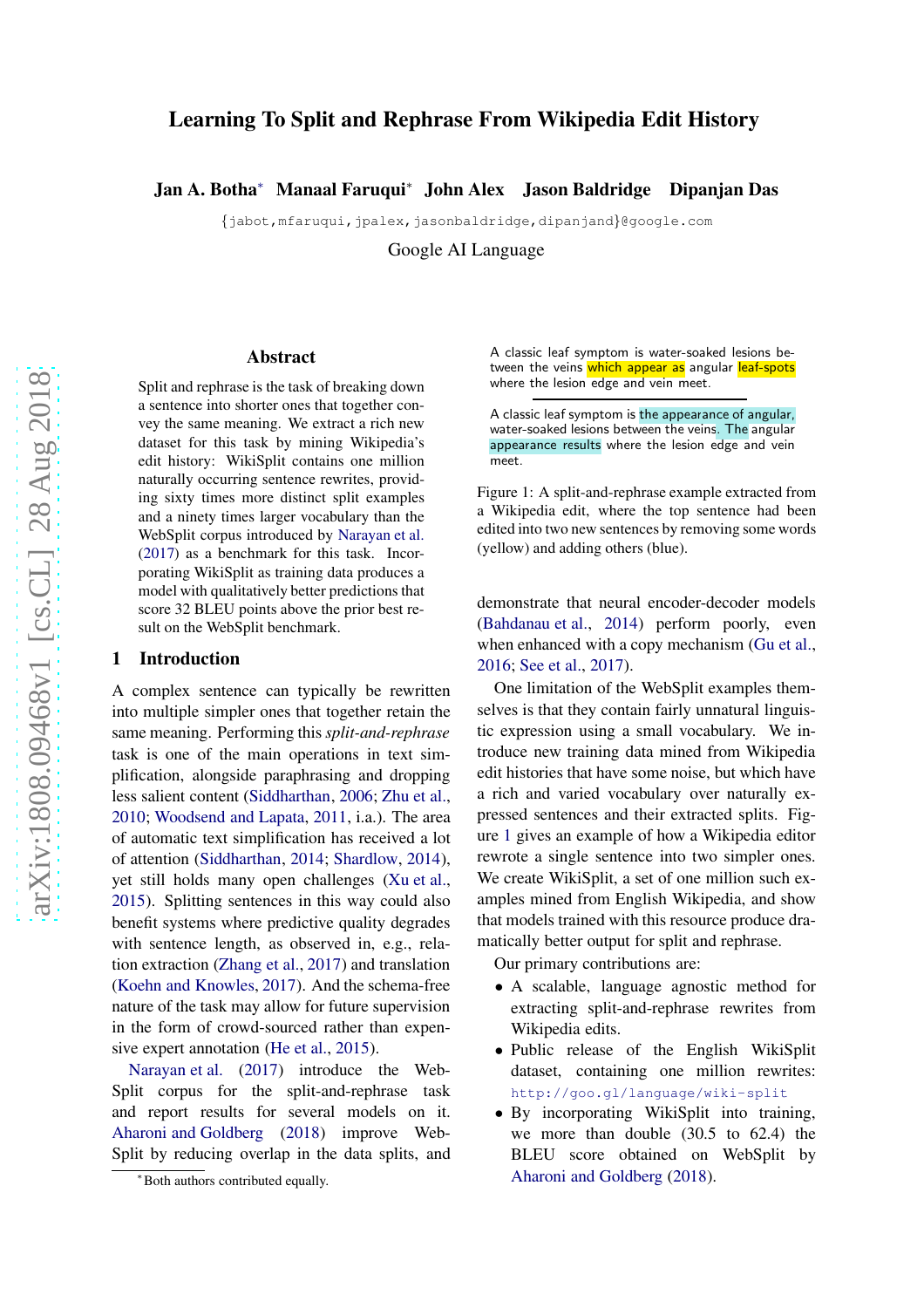# Learning To Split and Rephrase From Wikipedia Edit History

**Jan A. Botha*** **Manaal Faruqui*** **John Alex** **Jason Baldridge** **Dipanjan Das**

{jabot,mfaruqui,jpalex,jasonbaldridge,dipanjand}@google.com

Google AI Language

## Abstract

Split and rephrase is the task of breaking down a sentence into shorter ones that together convey the same meaning. We extract a rich new dataset for this task by mining Wikipedia's edit history: WikiSplit contains one million naturally occurring sentence rewrites, providing sixty times more distinct split examples and a ninety times larger vocabulary than the WebSplit corpus introduced by Narayan et al. (2017) as a benchmark for this task. Incorporating WikiSplit as training data produces a model with qualitatively better predictions that score 32 BLEU points above the prior best result on the WebSplit benchmark.

## 1 Introduction

A complex sentence can typically be rewritten into multiple simpler ones that together retain the same meaning. Performing this *split-and-rephrase* task is one of the main operations in text simplification, alongside paraphrasing and dropping less salient content (Siddharthan, 2006; Zhu et al., 2010; Woodsend and Lapata, 2011, i.a.). The area of automatic text simplification has received a lot of attention (Siddharthan, 2014; Shardlow, 2014), yet still holds many open challenges (Xu et al., 2015). Splitting sentences in this way could also benefit systems where predictive quality degrades with sentence length, as observed in, e.g., relation extraction (Zhang et al., 2017) and translation (Koehn and Knowles, 2017). And the schema-free nature of the task may allow for future supervision in the form of crowd-sourced rather than expensive expert annotation (He et al., 2015).

Narayan et al. (2017) introduce the WebSplit corpus for the split-and-rephrase task and report results for several models on it. Aharoni and Goldberg (2018) improve WebSplit by reducing overlap in the data splits, and demonstrate that neural encoder-decoder models (Bahdanau et al., 2014) perform poorly, even when enhanced with a copy mechanism (Gu et al., 2016; See et al., 2017).

A classic leaf symptom is water-soaked lesions between the veins which appear as angular leaf-spots where the lesion edge and vein meet.

A classic leaf symptom is the appearance of angular, water-soaked lesions between the veins. The angular appearance results where the lesion edge and vein meet.

Figure 1: A split-and-rephrase example extracted from a Wikipedia edit, where the top sentence had been edited into two new sentences by removing some words (yellow) and adding others (blue).

One limitation of the WebSplit examples themselves is that they contain fairly unnatural linguistic expression using a small vocabulary. We introduce new training data mined from Wikipedia edit histories that have some noise, but which have a rich and varied vocabulary over naturally expressed sentences and their extracted splits. Figure 1 gives an example of how a Wikipedia editor rewrote a single sentence into two simpler ones. We create WikiSplit, a set of one million such examples mined from English Wikipedia, and show that models trained with this resource produce dramatically better output for split and rephrase.

Our primary contributions are:

- A scalable, language agnostic method for extracting split-and-rephrase rewrites from Wikipedia edits.
- Public release of the English WikiSplit dataset, containing one million rewrites: http://goo.gl/language/wiki-split
- By incorporating WikiSplit into training, we more than double (30.5 to 62.4) the BLEU score obtained on WebSplit by Aharoni and Goldberg (2018).

*Both authors contributed equally.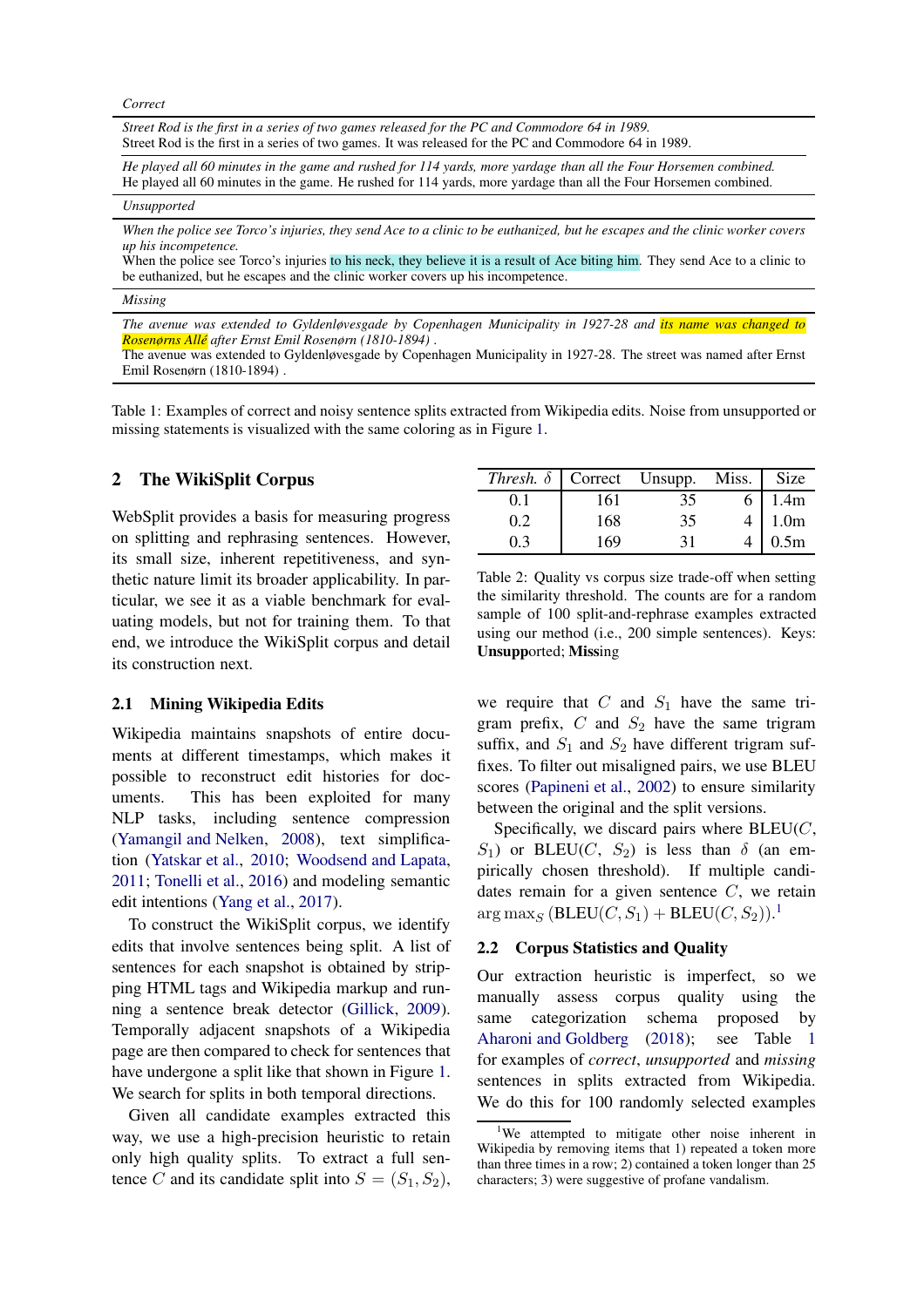| *Correct* |
|---|
| *Street Rod is the first in a series of two games released for the PC and Commodore 64 in 1989.*<br>Street Rod is the first in a series of two games. It was released for the PC and Commodore 64 in 1989. |
| *He played all 60 minutes in the game and rushed for 114 yards, more yardage than all the Four Horsemen combined.*<br>He played all 60 minutes in the game. He rushed for 114 yards, more yardage than all the Four Horsemen combined. |
| *Unsupported* |
| *When the police see Torco's injuries, they send Ace to a clinic to be euthanized, but he escapes and the clinic worker covers up his incompetence.*<br>When the police see Torco's injuries to his neck, they believe it is a result of Ace biting him. They send Ace to a clinic to be euthanized, but he escapes and the clinic worker covers up his incompetence. |
| *Missing* |
| *The avenue was extended to Gyldenløvesgade by Copenhagen Municipality in 1927-28 and its name was changed to Rosenørns Allé after Ernst Emil Rosenørn (1810-1894) .*<br>The avenue was extended to Gyldenløvesgade by Copenhagen Municipality in 1927-28. The street was named after Ernst Emil Rosenørn (1810-1894) . |

Table 1: Examples of correct and noisy sentence splits extracted from Wikipedia edits. Noise from unsupported or missing statements is visualized with the same coloring as in Figure 1.

## 2 The WikiSplit Corpus

WebSplit provides a basis for measuring progress on splitting and rephrasing sentences. However, its small size, inherent repetitiveness, and synthetic nature limit its broader applicability. In particular, we see it as a viable benchmark for evaluating models, but not for training them. To that end, we introduce the WikiSplit corpus and detail its construction next.

### 2.1 Mining Wikipedia Edits

Wikipedia maintains snapshots of entire documents at different timestamps, which makes it possible to reconstruct edit histories for documents. This has been exploited for many NLP tasks, including sentence compression (Yamangil and Nelken, 2008), text simplification (Yatskar et al., 2010; Woodsend and Lapata, 2011; Tonelli et al., 2016) and modeling semantic edit intentions (Yang et al., 2017).

To construct the WikiSplit corpus, we identify edits that involve sentences being split. A list of sentences for each snapshot is obtained by stripping HTML tags and Wikipedia markup and running a sentence break detector (Gillick, 2009). Temporally adjacent snapshots of a Wikipedia page are then compared to check for sentences that have undergone a split like that shown in Figure 1. We search for splits in both temporal directions.

Given all candidate examples extracted this way, we use a high-precision heuristic to retain only high quality splits. To extract a full sentence $C$ and its candidate split into $S = (S_1, S_2)$, we require that $C$ and $S_1$ have the same trigram prefix, $C$ and $S_2$ have the same trigram suffix, and $S_1$ and $S_2$ have different trigram suffixes. To filter out misaligned pairs, we use BLEU scores (Papineni et al., 2002) to ensure similarity between the original and the split versions.

Specifically, we discard pairs where BLEU($C$, $S_1$) or BLEU($C$, $S_2$) is less than $\delta$ (an empirically chosen threshold). If multiple candidates remain for a given sentence $C$, we retain $\arg\max_S (\text{BLEU}(C, S_1) + \text{BLEU}(C, S_2))$.[1]

| *Thresh. δ* | Correct | Unsupp. | Miss. | Size |
|---|---|---|---|---|
| 0.1 | 161 | 35 | 6 | 1.4m |
| 0.2 | 168 | 35 | 4 | 1.0m |
| 0.3 | 169 | 31 | 4 | 0.5m |

Table 2: Quality vs corpus size trade-off when setting the similarity threshold. The counts are for a random sample of 100 split-and-rephrase examples extracted using our method (i.e., 200 simple sentences). Keys: **Unsupp**orted; **Miss**ing

### 2.2 Corpus Statistics and Quality

Our extraction heuristic is imperfect, so we manually assess corpus quality using the same categorization schema proposed by Aharoni and Goldberg (2018); see Table 1 for examples of *correct*, *unsupported* and *missing* sentences in splits extracted from Wikipedia. We do this for 100 randomly selected examples

[1] We attempted to mitigate other noise inherent in Wikipedia by removing items that 1) repeated a token more than three times in a row; 2) contained a token longer than 25 characters; 3) were suggestive of profane vandalism.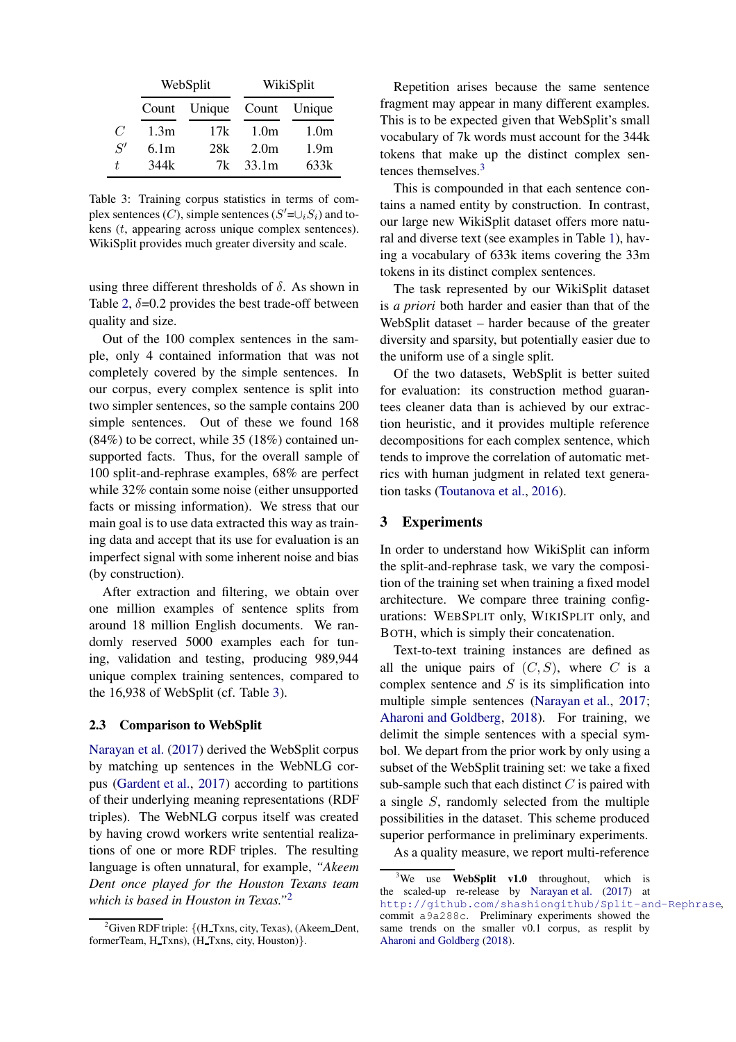| | WebSplit | | WikiSplit | |
|---|---|---|---|---|
| | Count | Unique | Count | Unique |
| $C$ | 1.3m | 17k | 1.0m | 1.0m |
| $S'$ | 6.1m | 28k | 2.0m | 1.9m |
| $t$ | 344k | 7k | 33.1m | 633k |

Table 3: Training corpus statistics in terms of complex sentences ($C$), simple sentences ($S'=\cup_i S_i$) and tokens ($t$, appearing across unique complex sentences). WikiSplit provides much greater diversity and scale.

using three different thresholds of $\delta$. As shown in Table 2, $\delta$=0.2 provides the best trade-off between quality and size.

Out of the 100 complex sentences in the sample, only 4 contained information that was not completely covered by the simple sentences. In our corpus, every complex sentence is split into two simpler sentences, so the sample contains 200 simple sentences. Out of these we found 168 (84%) to be correct, while 35 (18%) contained unsupported facts. Thus, for the overall sample of 100 split-and-rephrase examples, 68% are perfect while 32% contain some noise (either unsupported facts or missing information). We stress that our main goal is to use data extracted this way as training data and accept that its use for evaluation is an imperfect signal with some inherent noise and bias (by construction).

After extraction and filtering, we obtain over one million examples of sentence splits from around 18 million English documents. We randomly reserved 5000 examples each for tuning, validation and testing, producing 989,944 unique complex training sentences, compared to the 16,938 of WebSplit (cf. Table 3).

### 2.3 Comparison to WebSplit

Narayan et al. (2017) derived the WebSplit corpus by matching up sentences in the WebNLG corpus (Gardent et al., 2017) according to partitions of their underlying meaning representations (RDF triples). The WebNLG corpus itself was created by having crowd workers write sentential realizations of one or more RDF triples. The resulting language is often unnatural, for example, *"Akeem Dent once played for the Houston Texans team which is based in Houston in Texas."*[2]

Repetition arises because the same sentence fragment may appear in many different examples. This is to be expected given that WebSplit's small vocabulary of 7k words must account for the 344k tokens that make up the distinct complex sentences themselves.[3]

This is compounded in that each sentence contains a named entity by construction. In contrast, our large new WikiSplit dataset offers more natural and diverse text (see examples in Table 1), having a vocabulary of 633k items covering the 33m tokens in its distinct complex sentences.

The task represented by our WikiSplit dataset is *a priori* both harder and easier than that of the WebSplit dataset – harder because of the greater diversity and sparsity, but potentially easier due to the uniform use of a single split.

Of the two datasets, WebSplit is better suited for evaluation: its construction method guarantees cleaner data than is achieved by our extraction heuristic, and it provides multiple reference decompositions for each complex sentence, which tends to improve the correlation of automatic metrics with human judgment in related text generation tasks (Toutanova et al., 2016).

## 3 Experiments

In order to understand how WikiSplit can inform the split-and-rephrase task, we vary the composition of the training set when training a fixed model architecture. We compare three training configurations: WebSplit only, WikiSplit only, and Both, which is simply their concatenation.

Text-to-text training instances are defined as all the unique pairs of $(C, S)$, where $C$ is a complex sentence and $S$ is its simplification into multiple simple sentences (Narayan et al., 2017; Aharoni and Goldberg, 2018). For training, we delimit the simple sentences with a special symbol. We depart from the prior work by only using a subset of the WebSplit training set: we take a fixed sub-sample such that each distinct $C$ is paired with a single $S$, randomly selected from the multiple possibilities in the dataset. This scheme produced superior performance in preliminary experiments.

As a quality measure, we report multi-reference

[2] Given RDF triple: {(H_Txns, city, Texas), (Akeem_Dent, formerTeam, H_Txns), (H_Txns, city, Houston)}.

[3] We use **WebSplit v1.0** throughout, which is the scaled-up re-release by Narayan et al. (2017) at http://github.com/shashiongithub/Split-and-Rephrase, commit a9a288c. Preliminary experiments showed the same trends on the smaller v0.1 corpus, as resplit by Aharoni and Goldberg (2018).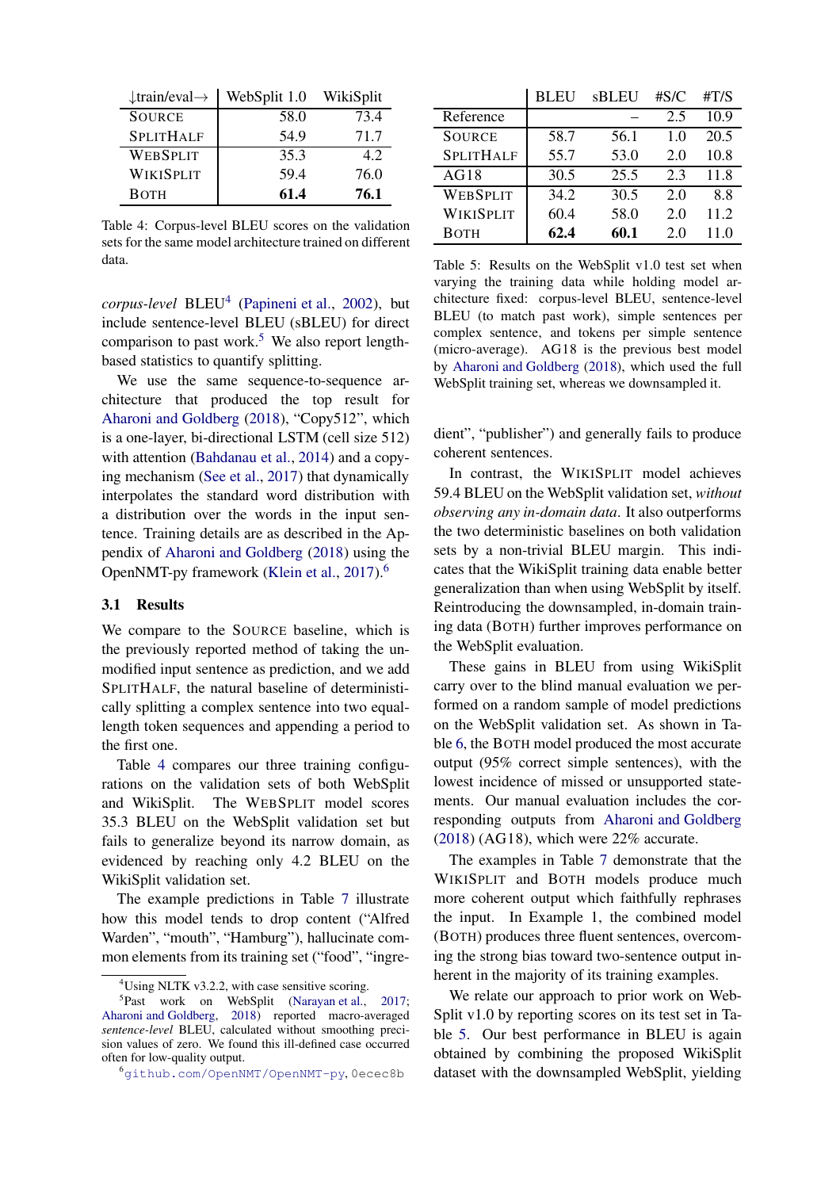| ↓train/eval→ | WebSplit 1.0 | WikiSplit |
|---|---|---|
| SOURCE | 58.0 | 73.4 |
| SPLITHALF | 54.9 | 71.7 |
| WEBSPLIT | 35.3 | 4.2 |
| WIKISPLIT | 59.4 | 76.0 |
| BOTH | **61.4** | **76.1** |

Table 4: Corpus-level BLEU scores on the validation sets for the same model architecture trained on different data.

*corpus-level* BLEU[4] (Papineni et al., 2002), but include sentence-level BLEU (sBLEU) for direct comparison to past work.[5] We also report length-based statistics to quantify splitting.

We use the same sequence-to-sequence architecture that produced the top result for Aharoni and Goldberg (2018), "Copy512", which is a one-layer, bi-directional LSTM (cell size 512) with attention (Bahdanau et al., 2014) and a copying mechanism (See et al., 2017) that dynamically interpolates the standard word distribution with a distribution over the words in the input sentence. Training details are as described in the Appendix of Aharoni and Goldberg (2018) using the OpenNMT-py framework (Klein et al., 2017).[6]

### 3.1 Results

We compare to the SOURCE baseline, which is the previously reported method of taking the unmodified input sentence as prediction, and we add SPLITHALF, the natural baseline of deterministically splitting a complex sentence into two equal-length token sequences and appending a period to the first one.

Table 4 compares our three training configurations on the validation sets of both WebSplit and WikiSplit. The WEBSPLIT model scores 35.3 BLEU on the WebSplit validation set but fails to generalize beyond its narrow domain, as evidenced by reaching only 4.2 BLEU on the WikiSplit validation set.

The example predictions in Table 7 illustrate how this model tends to drop content ("Alfred Warden", "mouth", "Hamburg"), hallucinate common elements from its training set ("food", "ingredient", "publisher") and generally fails to produce coherent sentences.

In contrast, the WIKISPLIT model achieves 59.4 BLEU on the WebSplit validation set, *without observing any in-domain data*. It also outperforms the two deterministic baselines on both validation sets by a non-trivial BLEU margin. This indicates that the WikiSplit training data enable better generalization than when using WebSplit by itself. Reintroducing the downsampled, in-domain training data (BOTH) further improves performance on the WebSplit evaluation.

These gains in BLEU from using WikiSplit carry over to the blind manual evaluation we performed on a random sample of model predictions on the WebSplit validation set. As shown in Table 6, the BOTH model produced the most accurate output (95% correct simple sentences), with the lowest incidence of missed or unsupported statements. Our manual evaluation includes the corresponding outputs from Aharoni and Goldberg (2018) (AG18), which were 22% accurate.

The examples in Table 7 demonstrate that the WIKISPLIT and BOTH models produce much more coherent output which faithfully rephrases the input. In Example 1, the combined model (BOTH) produces three fluent sentences, overcoming the strong bias toward two-sentence output inherent in the majority of its training examples.

We relate our approach to prior work on WebSplit v1.0 by reporting scores on its test set in Table 5. Our best performance in BLEU is again obtained by combining the proposed WikiSplit dataset with the downsampled WebSplit, yielding

| | BLEU | sBLEU | #S/C | #T/S |
|---|---|---|---|---|
| Reference | | – | 2.5 | 10.9 |
| SOURCE | 58.7 | 56.1 | 1.0 | 20.5 |
| SPLITHALF | 55.7 | 53.0 | 2.0 | 10.8 |
| AG18 | 30.5 | 25.5 | 2.3 | 11.8 |
| WEBSPLIT | 34.2 | 30.5 | 2.0 | 8.8 |
| WIKISPLIT | 60.4 | 58.0 | 2.0 | 11.2 |
| BOTH | **62.4** | **60.1** | 2.0 | 11.0 |

Table 5: Results on the WebSplit v1.0 test set when varying the training data while holding model architecture fixed: corpus-level BLEU, sentence-level BLEU (to match past work), simple sentences per complex sentence, and tokens per simple sentence (micro-average). AG18 is the previous best model by Aharoni and Goldberg (2018), which used the full WebSplit training set, whereas we downsampled it.

[4] Using NLTK v3.2.2, with case sensitive scoring.

[5] Past work on WebSplit (Narayan et al., 2017; Aharoni and Goldberg, 2018) reported macro-averaged *sentence-level* BLEU, calculated without smoothing precision values of zero. We found this ill-defined case occurred often for low-quality output.

[6] github.com/OpenNMT/OpenNMT-py, 0ecec8b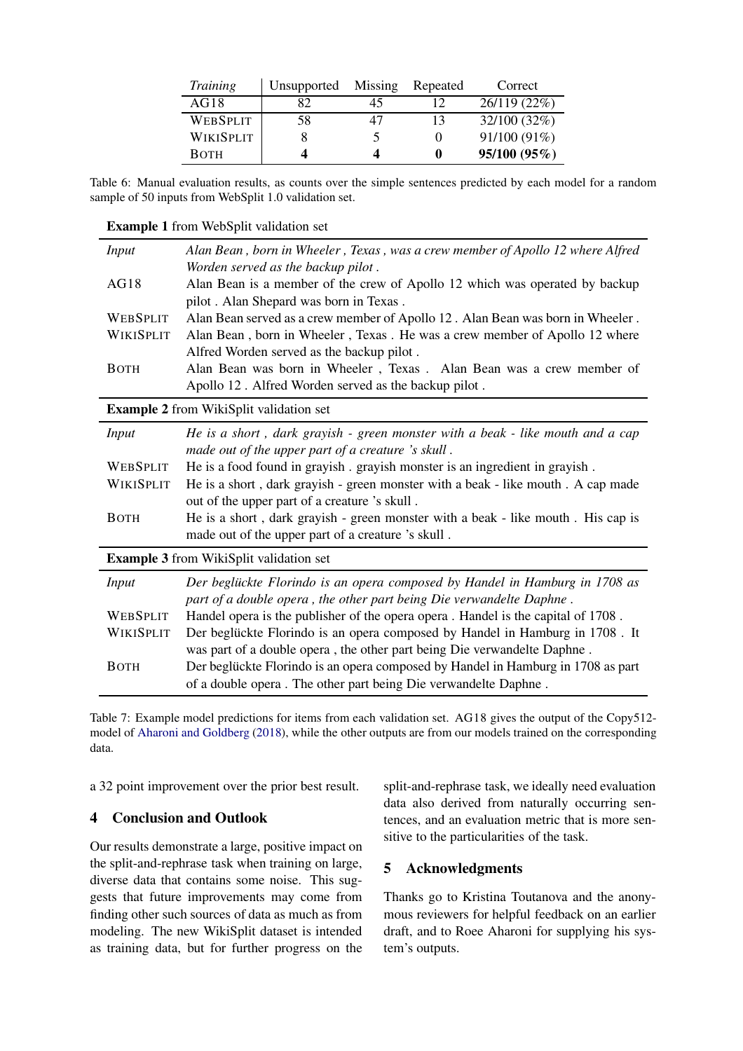| *Training* | Unsupported | Missing | Repeated | Correct |
| --- | --- | --- | --- | --- |
| AG18 | 82 | 45 | 12 | 26/119 (22%) |
| WebSplit | 58 | 47 | 13 | 32/100 (32%) |
| WikiSplit | 8 | 5 | 0 | 91/100 (91%) |
| Both | **4** | **4** | **0** | **95/100 (95%)** |

Table 6: Manual evaluation results, as counts over the simple sentences predicted by each model for a random sample of 50 inputs from WebSplit 1.0 validation set.

| **Example 1** from WebSplit validation set | |
| --- | --- |
| *Input* | *Alan Bean , born in Wheeler , Texas , was a crew member of Apollo 12 where Alfred Worden served as the backup pilot .* |
| AG18 | Alan Bean is a member of the crew of Apollo 12 which was operated by backup pilot . Alan Shepard was born in Texas . |
| WebSplit | Alan Bean served as a crew member of Apollo 12 . Alan Bean was born in Wheeler . |
| WikiSplit | Alan Bean , born in Wheeler , Texas . He was a crew member of Apollo 12 where Alfred Worden served as the backup pilot . |
| Both | Alan Bean was born in Wheeler , Texas . Alan Bean was a crew member of Apollo 12 . Alfred Worden served as the backup pilot . |
| **Example 2** from WikiSplit validation set | |
| *Input* | *He is a short , dark grayish - green monster with a beak - like mouth and a cap made out of the upper part of a creature 's skull .* |
| WebSplit | He is a food found in grayish . grayish monster is an ingredient in grayish . |
| WikiSplit | He is a short , dark grayish - green monster with a beak - like mouth . A cap made out of the upper part of a creature 's skull . |
| Both | He is a short , dark grayish - green monster with a beak - like mouth . His cap is made out of the upper part of a creature 's skull . |
| **Example 3** from WikiSplit validation set | |
| *Input* | *Der beglückte Florindo is an opera composed by Handel in Hamburg in 1708 as part of a double opera , the other part being Die verwandelte Daphne .* |
| WebSplit | Handel opera is the publisher of the opera opera . Handel is the capital of 1708 . |
| WikiSplit | Der beglückte Florindo is an opera composed by Handel in Hamburg in 1708 . It was part of a double opera , the other part being Die verwandelte Daphne . |
| Both | Der beglückte Florindo is an opera composed by Handel in Hamburg in 1708 as part of a double opera . The other part being Die verwandelte Daphne . |

Table 7: Example model predictions for items from each validation set. AG18 gives the output of the Copy512-model of Aharoni and Goldberg (2018), while the other outputs are from our models trained on the corresponding data.

a 32 point improvement over the prior best result.

## 4 Conclusion and Outlook

Our results demonstrate a large, positive impact on the split-and-rephrase task when training on large, diverse data that contains some noise. This suggests that future improvements may come from finding other such sources of data as much as from modeling. The new WikiSplit dataset is intended as training data, but for further progress on the split-and-rephrase task, we ideally need evaluation data also derived from naturally occurring sentences, and an evaluation metric that is more sensitive to the particularities of the task.

## 5 Acknowledgments

Thanks go to Kristina Toutanova and the anonymous reviewers for helpful feedback on an earlier draft, and to Roee Aharoni for supplying his system's outputs.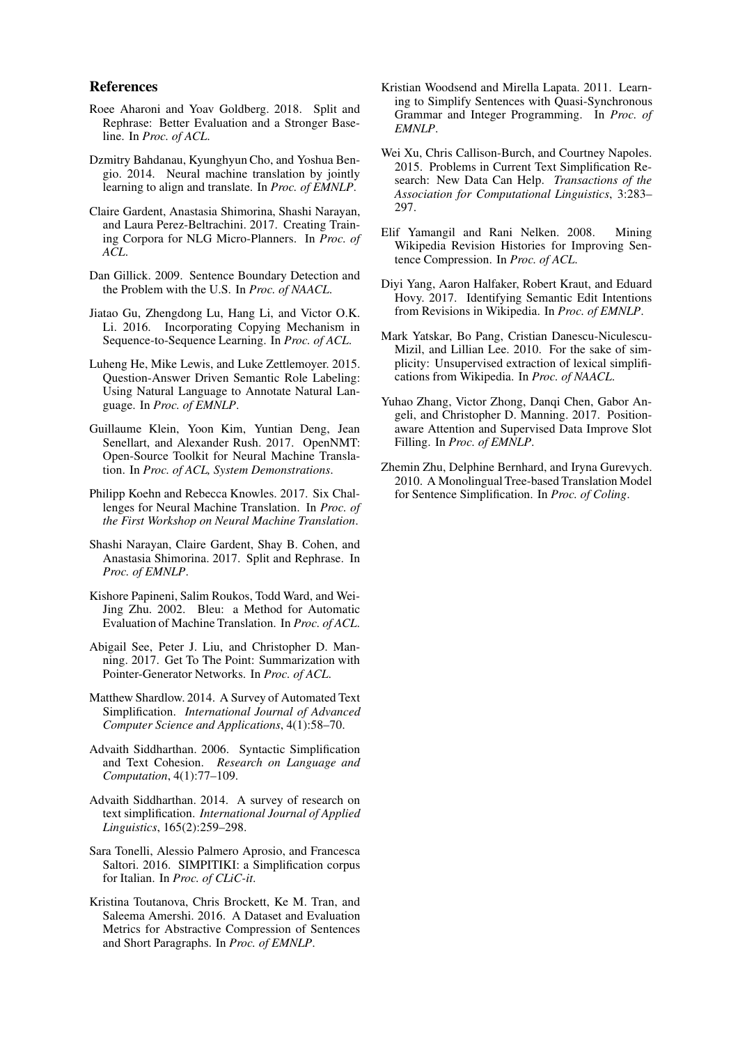## References

Roee Aharoni and Yoav Goldberg. 2018. Split and Rephrase: Better Evaluation and a Stronger Baseline. In *Proc. of ACL*.

Dzmitry Bahdanau, Kyunghyun Cho, and Yoshua Bengio. 2014. Neural machine translation by jointly learning to align and translate. In *Proc. of EMNLP*.

Claire Gardent, Anastasia Shimorina, Shashi Narayan, and Laura Perez-Beltrachini. 2017. Creating Training Corpora for NLG Micro-Planners. In *Proc. of ACL*.

Dan Gillick. 2009. Sentence Boundary Detection and the Problem with the U.S. In *Proc. of NAACL*.

Jiatao Gu, Zhengdong Lu, Hang Li, and Victor O.K. Li. 2016. Incorporating Copying Mechanism in Sequence-to-Sequence Learning. In *Proc. of ACL*.

Luheng He, Mike Lewis, and Luke Zettlemoyer. 2015. Question-Answer Driven Semantic Role Labeling: Using Natural Language to Annotate Natural Language. In *Proc. of EMNLP*.

Guillaume Klein, Yoon Kim, Yuntian Deng, Jean Senellart, and Alexander Rush. 2017. OpenNMT: Open-Source Toolkit for Neural Machine Translation. In *Proc. of ACL, System Demonstrations*.

Philipp Koehn and Rebecca Knowles. 2017. Six Challenges for Neural Machine Translation. In *Proc. of the First Workshop on Neural Machine Translation*.

Shashi Narayan, Claire Gardent, Shay B. Cohen, and Anastasia Shimorina. 2017. Split and Rephrase. In *Proc. of EMNLP*.

Kishore Papineni, Salim Roukos, Todd Ward, and Wei-Jing Zhu. 2002. Bleu: a Method for Automatic Evaluation of Machine Translation. In *Proc. of ACL*.

Abigail See, Peter J. Liu, and Christopher D. Manning. 2017. Get To The Point: Summarization with Pointer-Generator Networks. In *Proc. of ACL*.

Matthew Shardlow. 2014. A Survey of Automated Text Simplification. *International Journal of Advanced Computer Science and Applications*, 4(1):58–70.

Advaith Siddharthan. 2006. Syntactic Simplification and Text Cohesion. *Research on Language and Computation*, 4(1):77–109.

Advaith Siddharthan. 2014. A survey of research on text simplification. *International Journal of Applied Linguistics*, 165(2):259–298.

Sara Tonelli, Alessio Palmero Aprosio, and Francesca Saltori. 2016. SIMPITIKI: a Simplification corpus for Italian. In *Proc. of CLiC-it*.

Kristina Toutanova, Chris Brockett, Ke M. Tran, and Saleema Amershi. 2016. A Dataset and Evaluation Metrics for Abstractive Compression of Sentences and Short Paragraphs. In *Proc. of EMNLP*.

Kristian Woodsend and Mirella Lapata. 2011. Learning to Simplify Sentences with Quasi-Synchronous Grammar and Integer Programming. In *Proc. of EMNLP*.

Wei Xu, Chris Callison-Burch, and Courtney Napoles. 2015. Problems in Current Text Simplification Research: New Data Can Help. *Transactions of the Association for Computational Linguistics*, 3:283–297.

Elif Yamangil and Rani Nelken. 2008. Mining Wikipedia Revision Histories for Improving Sentence Compression. In *Proc. of ACL*.

Diyi Yang, Aaron Halfaker, Robert Kraut, and Eduard Hovy. 2017. Identifying Semantic Edit Intentions from Revisions in Wikipedia. In *Proc. of EMNLP*.

Mark Yatskar, Bo Pang, Cristian Danescu-Niculescu-Mizil, and Lillian Lee. 2010. For the sake of simplicity: Unsupervised extraction of lexical simplifications from Wikipedia. In *Proc. of NAACL*.

Yuhao Zhang, Victor Zhong, Danqi Chen, Gabor Angeli, and Christopher D. Manning. 2017. Position-aware Attention and Supervised Data Improve Slot Filling. In *Proc. of EMNLP*.

Zhemin Zhu, Delphine Bernhard, and Iryna Gurevych. 2010. A Monolingual Tree-based Translation Model for Sentence Simplification. In *Proc. of Coling*.